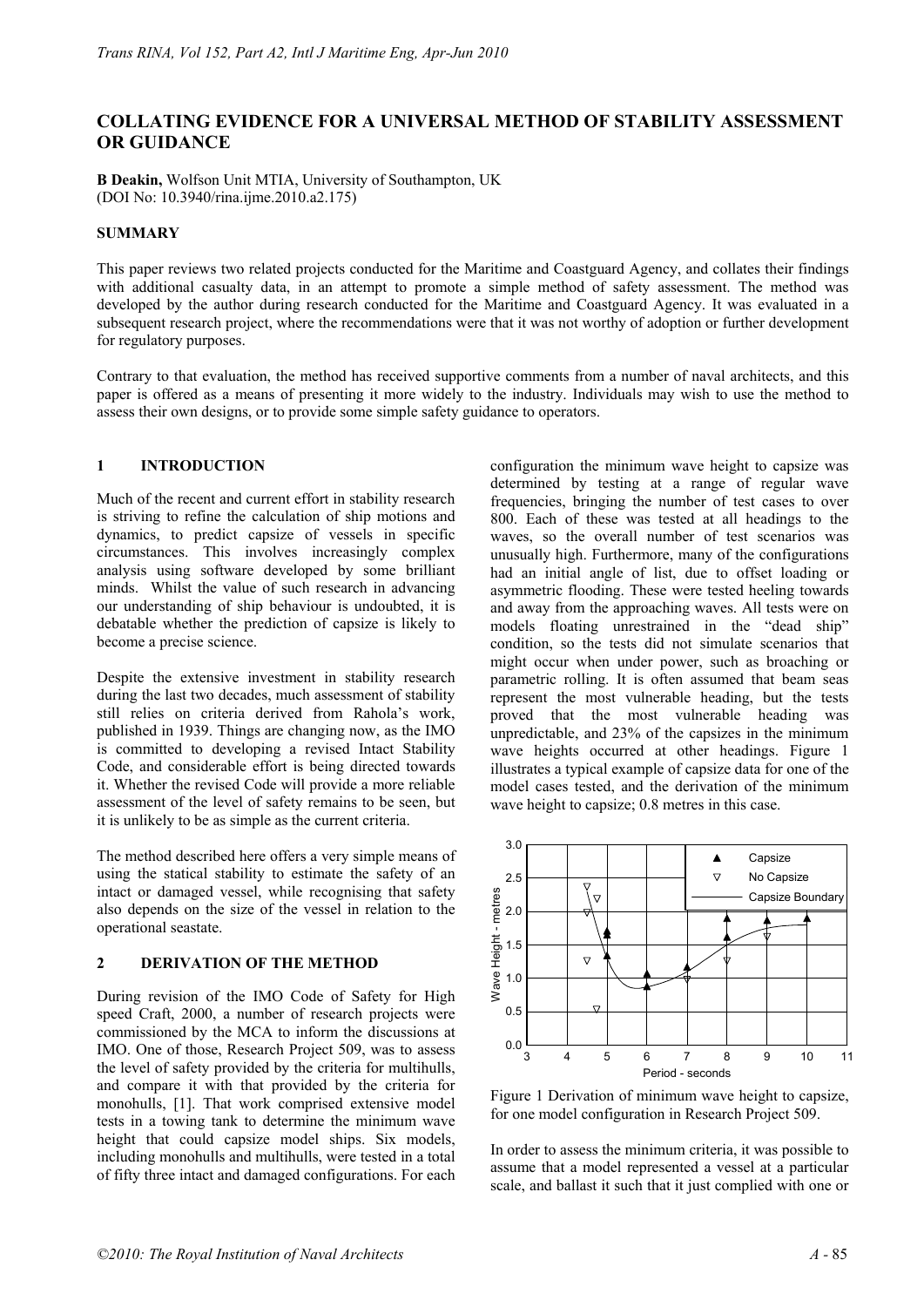# COLLATING EVIDENCE FOR A UNIVERSAL METHOD OF STABILITY ASSESSMENT OR GUIDANCE

**B Deakin,** Wolfson Unit MTIA, University of Southampton, UK
(DOI No: 10.3940/rina.ijme.2010.a2.175)

## SUMMARY

This paper reviews two related projects conducted for the Maritime and Coastguard Agency, and collates their findings with additional casualty data, in an attempt to promote a simple method of safety assessment. The method was developed by the author during research conducted for the Maritime and Coastguard Agency. It was evaluated in a subsequent research project, where the recommendations were that it was not worthy of adoption or further development for regulatory purposes.

Contrary to that evaluation, the method has received supportive comments from a number of naval architects, and this paper is offered as a means of presenting it more widely to the industry. Individuals may wish to use the method to assess their own designs, or to provide some simple safety guidance to operators.

## 1 INTRODUCTION

Much of the recent and current effort in stability research is striving to refine the calculation of ship motions and dynamics, to predict capsize of vessels in specific circumstances. This involves increasingly complex analysis using software developed by some brilliant minds. Whilst the value of such research in advancing our understanding of ship behaviour is undoubted, it is debatable whether the prediction of capsize is likely to become a precise science.

Despite the extensive investment in stability research during the last two decades, much assessment of stability still relies on criteria derived from Rahola's work, published in 1939. Things are changing now, as the IMO is committed to developing a revised Intact Stability Code, and considerable effort is being directed towards it. Whether the revised Code will provide a more reliable assessment of the level of safety remains to be seen, but it is unlikely to be as simple as the current criteria.

The method described here offers a very simple means of using the statical stability to estimate the safety of an intact or damaged vessel, while recognising that safety also depends on the size of the vessel in relation to the operational seastate.

## 2 DERIVATION OF THE METHOD

During revision of the IMO Code of Safety for High speed Craft, 2000, a number of research projects were commissioned by the MCA to inform the discussions at IMO. One of those, Research Project 509, was to assess the level of safety provided by the criteria for multihulls, and compare it with that provided by the criteria for monohulls, [1]. That work comprised extensive model tests in a towing tank to determine the minimum wave height that could capsize model ships. Six models, including monohulls and multihulls, were tested in a total of fifty three intact and damaged configurations. For each configuration the minimum wave height to capsize was determined by testing at a range of regular wave frequencies, bringing the number of test cases to over 800. Each of these was tested at all headings to the waves, so the overall number of test scenarios was unusually high. Furthermore, many of the configurations had an initial angle of list, due to offset loading or asymmetric flooding. These were tested heeling towards and away from the approaching waves. All tests were on models floating unrestrained in the "dead ship" condition, so the tests did not simulate scenarios that might occur when under power, such as broaching or parametric rolling. It is often assumed that beam seas represent the most vulnerable heading, but the tests proved that the most vulnerable heading was unpredictable, and 23% of the capsizes in the minimum wave heights occurred at other headings. Figure 1 illustrates a typical example of capsize data for one of the model cases tested, and the derivation of the minimum wave height to capsize; 0.8 metres in this case.

Figure 1 Derivation of minimum wave height to capsize, for one model configuration in Research Project 509.

In order to assess the minimum criteria, it was possible to assume that a model represented a vessel at a particular scale, and ballast it such that it just complied with one or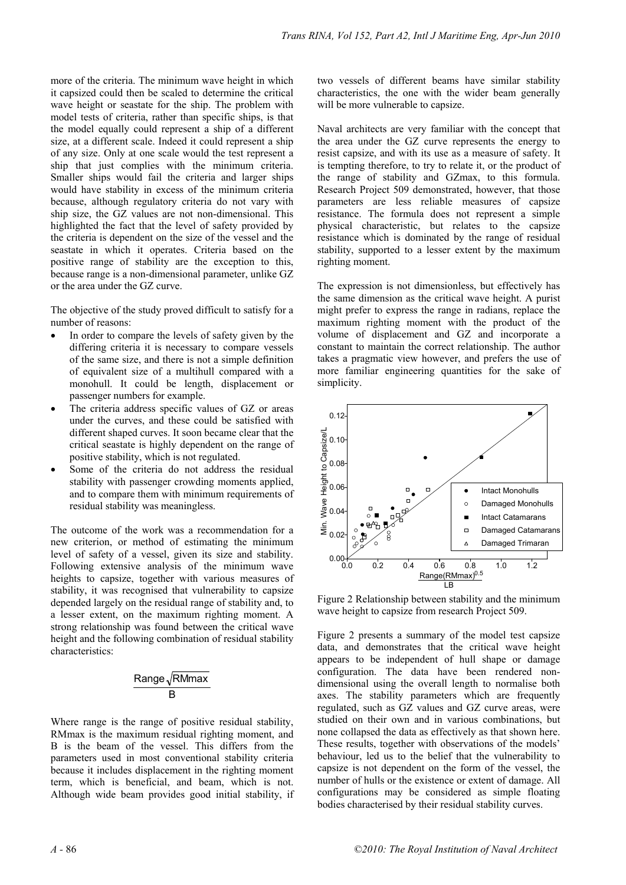more of the criteria. The minimum wave height in which it capsized could then be scaled to determine the critical wave height or seastate for the ship. The problem with model tests of criteria, rather than specific ships, is that the model equally could represent a ship of a different size, at a different scale. Indeed it could represent a ship of any size. Only at one scale would the test represent a ship that just complies with the minimum criteria. Smaller ships would fail the criteria and larger ships would have stability in excess of the minimum criteria because, although regulatory criteria do not vary with ship size, the GZ values are not non-dimensional. This highlighted the fact that the level of safety provided by the criteria is dependent on the size of the vessel and the seastate in which it operates. Criteria based on the positive range of stability are the exception to this, because range is a non-dimensional parameter, unlike GZ or the area under the GZ curve.

The objective of the study proved difficult to satisfy for a number of reasons:

- In order to compare the levels of safety given by the differing criteria it is necessary to compare vessels of the same size, and there is not a simple definition of equivalent size of a multihull compared with a monohull. It could be length, displacement or passenger numbers for example.
- The criteria address specific values of GZ or areas under the curves, and these could be satisfied with different shaped curves. It soon became clear that the critical seastate is highly dependent on the range of positive stability, which is not regulated.
- Some of the criteria do not address the residual stability with passenger crowding moments applied, and to compare them with minimum requirements of residual stability was meaningless.

The outcome of the work was a recommendation for a new criterion, or method of estimating the minimum level of safety of a vessel, given its size and stability. Following extensive analysis of the minimum wave heights to capsize, together with various measures of stability, it was recognised that vulnerability to capsize depended largely on the residual range of stability and, to a lesser extent, on the maximum righting moment. A strong relationship was found between the critical wave height and the following combination of residual stability characteristics:

$$\frac{\text{Range}\sqrt{\text{RMmax}}}{\text{B}}$$

Where range is the range of positive residual stability, RMmax is the maximum residual righting moment, and B is the beam of the vessel. This differs from the parameters used in most conventional stability criteria because it includes displacement in the righting moment term, which is beneficial, and beam, which is not. Although wide beam provides good initial stability, if two vessels of different beams have similar stability characteristics, the one with the wider beam generally will be more vulnerable to capsize.

Naval architects are very familiar with the concept that the area under the GZ curve represents the energy to resist capsize, and with its use as a measure of safety. It is tempting therefore, to try to relate it, or the product of the range of stability and GZmax, to this formula. Research Project 509 demonstrated, however, that those parameters are less reliable measures of capsize resistance. The formula does not represent a simple physical characteristic, but relates to the capsize resistance which is dominated by the range of residual stability, supported to a lesser extent by the maximum righting moment.

The expression is not dimensionless, but effectively has the same dimension as the critical wave height. A purist might prefer to express the range in radians, replace the maximum righting moment with the product of the volume of displacement and GZ and incorporate a constant to maintain the correct relationship. The author takes a pragmatic view however, and prefers the use of more familiar engineering quantities for the sake of simplicity.

Figure 2 Relationship between stability and the minimum wave height to capsize from research Project 509.

Figure 2 presents a summary of the model test capsize data, and demonstrates that the critical wave height appears to be independent of hull shape or damage configuration. The data have been rendered non-dimensional using the overall length to normalise both axes. The stability parameters which are frequently regulated, such as GZ values and GZ curve areas, were studied on their own and in various combinations, but none collapsed the data as effectively as that shown here. These results, together with observations of the models' behaviour, led us to the belief that the vulnerability to capsize is not dependent on the form of the vessel, the number of hulls or the existence or extent of damage. All configurations may be considered as simple floating bodies characterised by their residual stability curves.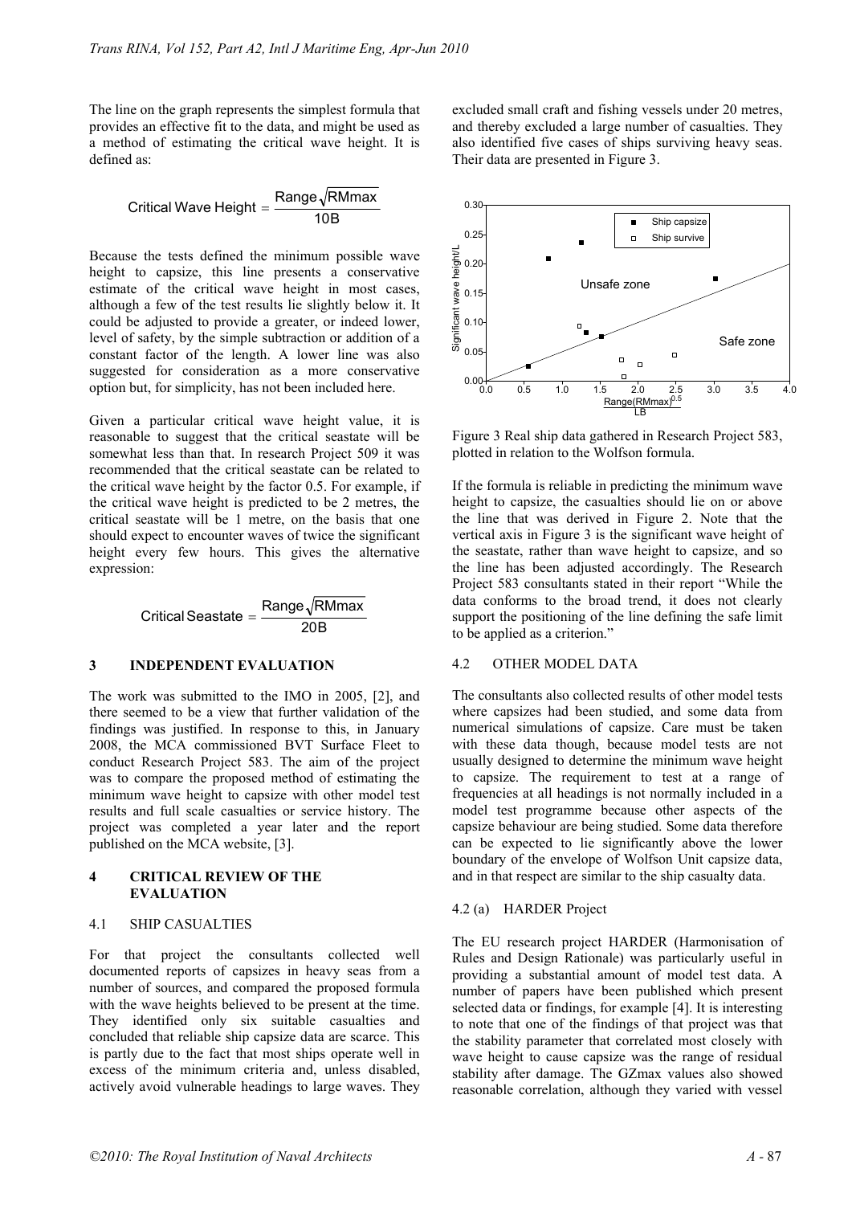The line on the graph represents the simplest formula that provides an effective fit to the data, and might be used as a method of estimating the critical wave height. It is defined as:

$$\text{Critical Wave Height} = \frac{\text{Range}\sqrt{\text{RMmax}}}{10\text{B}}$$

Because the tests defined the minimum possible wave height to capsize, this line presents a conservative estimate of the critical wave height in most cases, although a few of the test results lie slightly below it. It could be adjusted to provide a greater, or indeed lower, level of safety, by the simple subtraction or addition of a constant factor of the length. A lower line was also suggested for consideration as a more conservative option but, for simplicity, has not been included here.

Given a particular critical wave height value, it is reasonable to suggest that the critical seastate will be somewhat less than that. In research Project 509 it was recommended that the critical seastate can be related to the critical wave height by the factor 0.5. For example, if the critical wave height is predicted to be 2 metres, the critical seastate will be 1 metre, on the basis that one should expect to encounter waves of twice the significant height every few hours. This gives the alternative expression:

$$\text{Critical Seastate} = \frac{\text{Range}\sqrt{\text{RMmax}}}{20\text{B}}$$

## 3 INDEPENDENT EVALUATION

The work was submitted to the IMO in 2005, [2], and there seemed to be a view that further validation of the findings was justified. In response to this, in January 2008, the MCA commissioned BVT Surface Fleet to conduct Research Project 583. The aim of the project was to compare the proposed method of estimating the minimum wave height to capsize with other model test results and full scale casualties or service history. The project was completed a year later and the report published on the MCA website, [3].

## 4 CRITICAL REVIEW OF THE EVALUATION

### 4.1 SHIP CASUALTIES

For that project the consultants collected well documented reports of capsizes in heavy seas from a number of sources, and compared the proposed formula with the wave heights believed to be present at the time. They identified only six suitable casualties and concluded that reliable ship capsize data are scarce. This is partly due to the fact that most ships operate well in excess of the minimum criteria and, unless disabled, actively avoid vulnerable headings to large waves. They excluded small craft and fishing vessels under 20 metres, and thereby excluded a large number of casualties. They also identified five cases of ships surviving heavy seas. Their data are presented in Figure 3.

Figure 3 Real ship data gathered in Research Project 583, plotted in relation to the Wolfson formula.

If the formula is reliable in predicting the minimum wave height to capsize, the casualties should lie on or above the line that was derived in Figure 2. Note that the vertical axis in Figure 3 is the significant wave height of the seastate, rather than wave height to capsize, and so the line has been adjusted accordingly. The Research Project 583 consultants stated in their report "While the data conforms to the broad trend, it does not clearly support the positioning of the line defining the safe limit to be applied as a criterion."

### 4.2 OTHER MODEL DATA

The consultants also collected results of other model tests where capsizes had been studied, and some data from numerical simulations of capsize. Care must be taken with these data though, because model tests are not usually designed to determine the minimum wave height to capsize. The requirement to test at a range of frequencies at all headings is not normally included in a model test programme because other aspects of the capsize behaviour are being studied. Some data therefore can be expected to lie significantly above the lower boundary of the envelope of Wolfson Unit capsize data, and in that respect are similar to the ship casualty data.

#### 4.2 (a) HARDER Project

The EU research project HARDER (Harmonisation of Rules and Design Rationale) was particularly useful in providing a substantial amount of model test data. A number of papers have been published which present selected data or findings, for example [4]. It is interesting to note that one of the findings of that project was that the stability parameter that correlated most closely with wave height to cause capsize was the range of residual stability after damage. The GZmax values also showed reasonable correlation, although they varied with vessel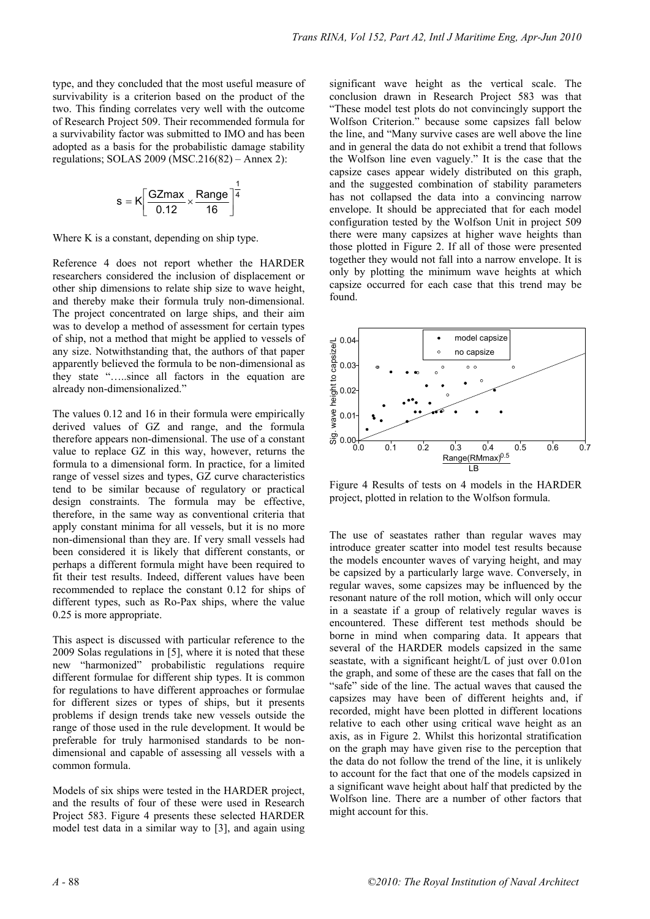type, and they concluded that the most useful measure of survivability is a criterion based on the product of the two. This finding correlates very well with the outcome of Research Project 509. Their recommended formula for a survivability factor was submitted to IMO and has been adopted as a basis for the probabilistic damage stability regulations; SOLAS 2009 (MSC.216(82) – Annex 2):

$$s = K\left[\frac{\text{GZmax}}{0.12} \times \frac{\text{Range}}{16}\right]^{\frac{1}{4}}$$

Where K is a constant, depending on ship type.

Reference 4 does not report whether the HARDER researchers considered the inclusion of displacement or other ship dimensions to relate ship size to wave height, and thereby make their formula truly non-dimensional. The project concentrated on large ships, and their aim was to develop a method of assessment for certain types of ship, not a method that might be applied to vessels of any size. Notwithstanding that, the authors of that paper apparently believed the formula to be non-dimensional as they state "…..since all factors in the equation are already non-dimensionalized."

The values 0.12 and 16 in their formula were empirically derived values of GZ and range, and the formula therefore appears non-dimensional. The use of a constant value to replace GZ in this way, however, returns the formula to a dimensional form. In practice, for a limited range of vessel sizes and types, GZ curve characteristics tend to be similar because of regulatory or practical design constraints. The formula may be effective, therefore, in the same way as conventional criteria that apply constant minima for all vessels, but it is no more non-dimensional than they are. If very small vessels had been considered it is likely that different constants, or perhaps a different formula might have been required to fit their test results. Indeed, different values have been recommended to replace the constant 0.12 for ships of different types, such as Ro-Pax ships, where the value 0.25 is more appropriate.

This aspect is discussed with particular reference to the 2009 Solas regulations in [5], where it is noted that these new "harmonized" probabilistic regulations require different formulae for different ship types. It is common for regulations to have different approaches or formulae for different sizes or types of ships, but it presents problems if design trends take new vessels outside the range of those used in the rule development. It would be preferable for truly harmonised standards to be non-dimensional and capable of assessing all vessels with a common formula.

Models of six ships were tested in the HARDER project, and the results of four of these were used in Research Project 583. Figure 4 presents these selected HARDER model test data in a similar way to [3], and again using significant wave height as the vertical scale. The conclusion drawn in Research Project 583 was that "These model test plots do not convincingly support the Wolfson Criterion." because some capsizes fall below the line, and "Many survive cases are well above the line and in general the data do not exhibit a trend that follows the Wolfson line even vaguely." It is the case that the capsize cases appear widely distributed on this graph, and the suggested combination of stability parameters has not collapsed the data into a convincing narrow envelope. It should be appreciated that for each model configuration tested by the Wolfson Unit in project 509 there were many capsizes at higher wave heights than those plotted in Figure 2. If all of those were presented together they would not fall into a narrow envelope. It is only by plotting the minimum wave heights at which capsize occurred for each case that this trend may be found.

Figure 4 Results of tests on 4 models in the HARDER project, plotted in relation to the Wolfson formula.

The use of seastates rather than regular waves may introduce greater scatter into model test results because the models encounter waves of varying height, and may be capsized by a particularly large wave. Conversely, in regular waves, some capsizes may be influenced by the resonant nature of the roll motion, which will only occur in a seastate if a group of relatively regular waves is encountered. These different test methods should be borne in mind when comparing data. It appears that several of the HARDER models capsized in the same seastate, with a significant height/L of just over 0.01on the graph, and some of these are the cases that fall on the "safe" side of the line. The actual waves that caused the capsizes may have been of different heights and, if recorded, might have been plotted in different locations relative to each other using critical wave height as an axis, as in Figure 2. Whilst this horizontal stratification on the graph may have given rise to the perception that the data do not follow the trend of the line, it is unlikely to account for the fact that one of the models capsized in a significant wave height about half that predicted by the Wolfson line. There are a number of other factors that might account for this.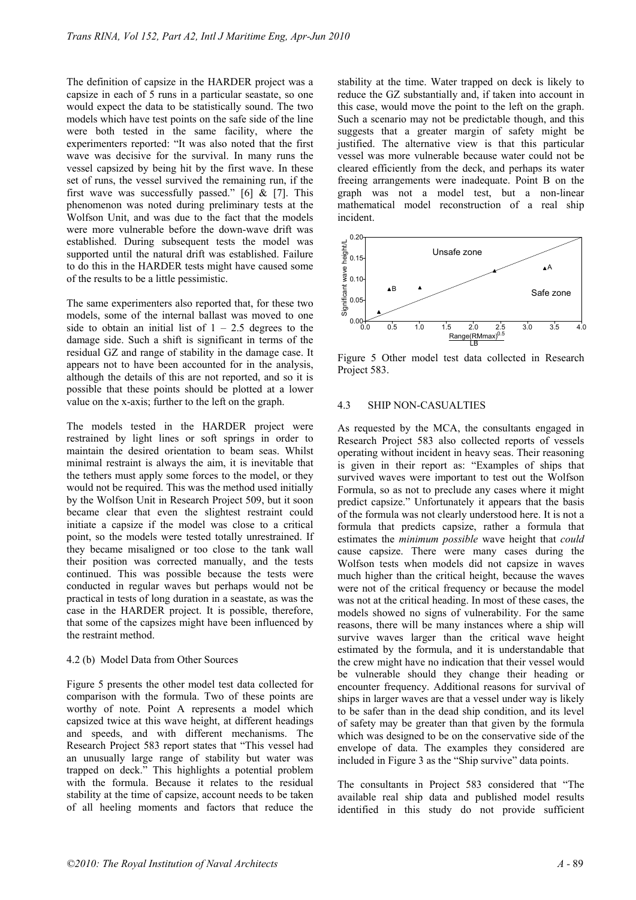The definition of capsize in the HARDER project was a capsize in each of 5 runs in a particular seastate, so one would expect the data to be statistically sound. The two models which have test points on the safe side of the line were both tested in the same facility, where the experimenters reported: "It was also noted that the first wave was decisive for the survival. In many runs the vessel capsized by being hit by the first wave. In these set of runs, the vessel survived the remaining run, if the first wave was successfully passed." [6] & [7]. This phenomenon was noted during preliminary tests at the Wolfson Unit, and was due to the fact that the models were more vulnerable before the down-wave drift was established. During subsequent tests the model was supported until the natural drift was established. Failure to do this in the HARDER tests might have caused some of the results to be a little pessimistic.

The same experimenters also reported that, for these two models, some of the internal ballast was moved to one side to obtain an initial list of 1 – 2.5 degrees to the damage side. Such a shift is significant in terms of the residual GZ and range of stability in the damage case. It appears not to have been accounted for in the analysis, although the details of this are not reported, and so it is possible that these points should be plotted at a lower value on the x-axis; further to the left on the graph.

The models tested in the HARDER project were restrained by light lines or soft springs in order to maintain the desired orientation to beam seas. Whilst minimal restraint is always the aim, it is inevitable that the tethers must apply some forces to the model, or they would not be required. This was the method used initially by the Wolfson Unit in Research Project 509, but it soon became clear that even the slightest restraint could initiate a capsize if the model was close to a critical point, so the models were tested totally unrestrained. If they became misaligned or too close to the tank wall their position was corrected manually, and the tests continued. This was possible because the tests were conducted in regular waves but perhaps would not be practical in tests of long duration in a seastate, as was the case in the HARDER project. It is possible, therefore, that some of the capsizes might have been influenced by the restraint method.

4.2 (b) Model Data from Other Sources

Figure 5 presents the other model test data collected for comparison with the formula. Two of these points are worthy of note. Point A represents a model which capsized twice at this wave height, at different headings and speeds, and with different mechanisms. The Research Project 583 report states that "This vessel had an unusually large range of stability but water was trapped on deck." This highlights a potential problem with the formula. Because it relates to the residual stability at the time of capsize, account needs to be taken of all heeling moments and factors that reduce the stability at the time. Water trapped on deck is likely to reduce the GZ substantially and, if taken into account in this case, would move the point to the left on the graph. Such a scenario may not be predictable though, and this suggests that a greater margin of safety might be justified. The alternative view is that this particular vessel was more vulnerable because water could not be cleared efficiently from the deck, and perhaps its water freeing arrangements were inadequate. Point B on the graph was not a model test, but a non-linear mathematical model reconstruction of a real ship incident.

Figure 5 Other model test data collected in Research Project 583.

### 4.3 SHIP NON-CASUALTIES

As requested by the MCA, the consultants engaged in Research Project 583 also collected reports of vessels operating without incident in heavy seas. Their reasoning is given in their report as: "Examples of ships that survived waves were important to test out the Wolfson Formula, so as not to preclude any cases where it might predict capsize." Unfortunately it appears that the basis of the formula was not clearly understood here. It is not a formula that predicts capsize, rather a formula that estimates the *minimum possible* wave height that *could* cause capsize. There were many cases during the Wolfson tests when models did not capsize in waves much higher than the critical height, because the waves were not of the critical frequency or because the model was not at the critical heading. In most of these cases, the models showed no signs of vulnerability. For the same reasons, there will be many instances where a ship will survive waves larger than the critical wave height estimated by the formula, and it is understandable that the crew might have no indication that their vessel would be vulnerable should they change their heading or encounter frequency. Additional reasons for survival of ships in larger waves are that a vessel under way is likely to be safer than in the dead ship condition, and its level of safety may be greater than that given by the formula which was designed to be on the conservative side of the envelope of data. The examples they considered are included in Figure 3 as the "Ship survive" data points.

The consultants in Project 583 considered that "The available real ship data and published model results identified in this study do not provide sufficient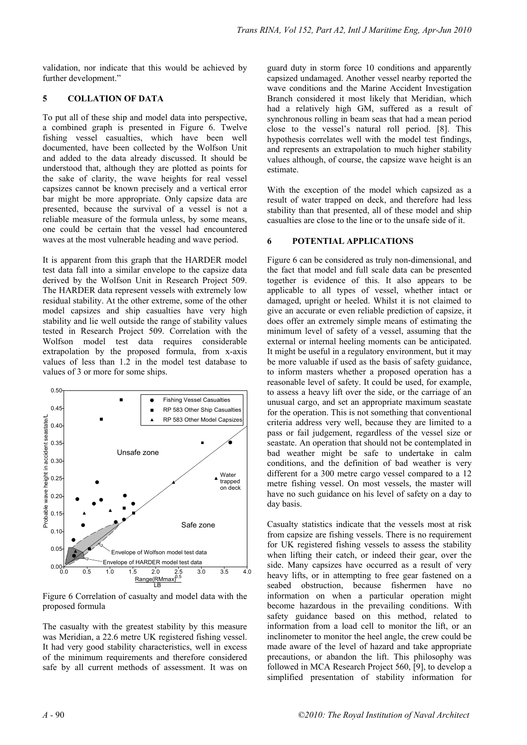validation, nor indicate that this would be achieved by further development."

## 5 COLLATION OF DATA

To put all of these ship and model data into perspective, a combined graph is presented in Figure 6. Twelve fishing vessel casualties, which have been well documented, have been collected by the Wolfson Unit and added to the data already discussed. It should be understood that, although they are plotted as points for the sake of clarity, the wave heights for real vessel capsizes cannot be known precisely and a vertical error bar might be more appropriate. Only capsize data are presented, because the survival of a vessel is not a reliable measure of the formula unless, by some means, one could be certain that the vessel had encountered waves at the most vulnerable heading and wave period.

It is apparent from this graph that the HARDER model test data fall into a similar envelope to the capsize data derived by the Wolfson Unit in Research Project 509. The HARDER data represent vessels with extremely low residual stability. At the other extreme, some of the other model capsizes and ship casualties have very high stability and lie well outside the range of stability values tested in Research Project 509. Correlation with the Wolfson model test data requires considerable extrapolation by the proposed formula, from x-axis values of less than 1.2 in the model test database to values of 3 or more for some ships.

Figure 6 Correlation of casualty and model data with the proposed formula

The casualty with the greatest stability by this measure was Meridian, a 22.6 metre UK registered fishing vessel. It had very good stability characteristics, well in excess of the minimum requirements and therefore considered safe by all current methods of assessment. It was on guard duty in storm force 10 conditions and apparently capsized undamaged. Another vessel nearby reported the wave conditions and the Marine Accident Investigation Branch considered it most likely that Meridian, which had a relatively high GM, suffered as a result of synchronous rolling in beam seas that had a mean period close to the vessel's natural roll period. [8]. This hypothesis correlates well with the model test findings, and represents an extrapolation to much higher stability values although, of course, the capsize wave height is an estimate.

With the exception of the model which capsized as a result of water trapped on deck, and therefore had less stability than that presented, all of these model and ship casualties are close to the line or to the unsafe side of it.

## 6 POTENTIAL APPLICATIONS

Figure 6 can be considered as truly non-dimensional, and the fact that model and full scale data can be presented together is evidence of this. It also appears to be applicable to all types of vessel, whether intact or damaged, upright or heeled. Whilst it is not claimed to give an accurate or even reliable prediction of capsize, it does offer an extremely simple means of estimating the minimum level of safety of a vessel, assuming that the external or internal heeling moments can be anticipated. It might be useful in a regulatory environment, but it may be more valuable if used as the basis of safety guidance, to inform masters whether a proposed operation has a reasonable level of safety. It could be used, for example, to assess a heavy lift over the side, or the carriage of an unusual cargo, and set an appropriate maximum seastate for the operation. This is not something that conventional criteria address very well, because they are limited to a pass or fail judgement, regardless of the vessel size or seastate. An operation that should not be contemplated in bad weather might be safe to undertake in calm conditions, and the definition of bad weather is very different for a 300 metre cargo vessel compared to a 12 metre fishing vessel. On most vessels, the master will have no such guidance on his level of safety on a day to day basis.

Casualty statistics indicate that the vessels most at risk from capsize are fishing vessels. There is no requirement for UK registered fishing vessels to assess the stability when lifting their catch, or indeed their gear, over the side. Many capsizes have occurred as a result of very heavy lifts, or in attempting to free gear fastened on a seabed obstruction, because fishermen have no information on when a particular operation might become hazardous in the prevailing conditions. With safety guidance based on this method, related to information from a load cell to monitor the lift, or an inclinometer to monitor the heel angle, the crew could be made aware of the level of hazard and take appropriate precautions, or abandon the lift. This philosophy was followed in MCA Research Project 560, [9], to develop a simplified presentation of stability information for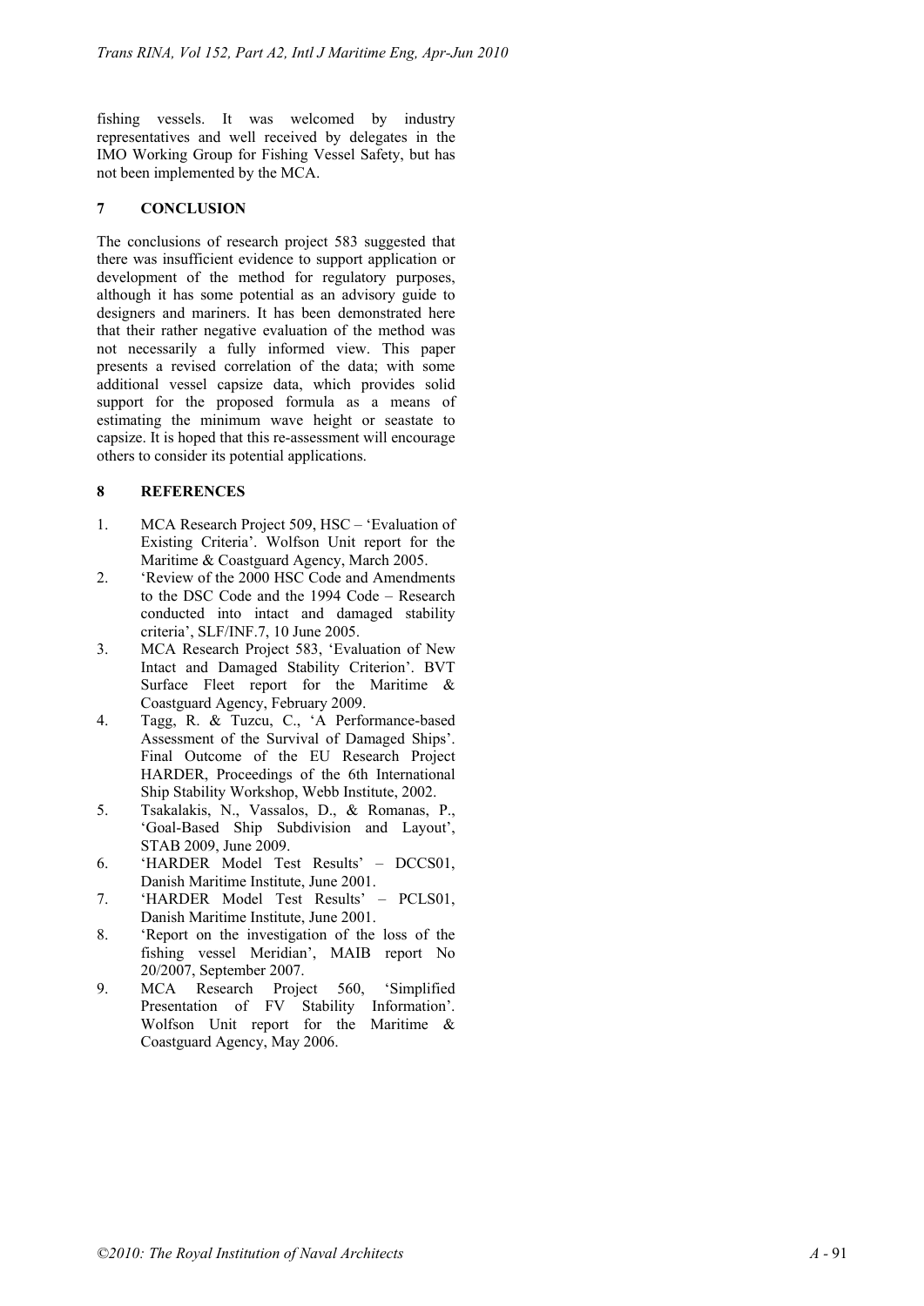fishing vessels. It was welcomed by industry representatives and well received by delegates in the IMO Working Group for Fishing Vessel Safety, but has not been implemented by the MCA.

## 7 CONCLUSION

The conclusions of research project 583 suggested that there was insufficient evidence to support application or development of the method for regulatory purposes, although it has some potential as an advisory guide to designers and mariners. It has been demonstrated here that their rather negative evaluation of the method was not necessarily a fully informed view. This paper presents a revised correlation of the data; with some additional vessel capsize data, which provides solid support for the proposed formula as a means of estimating the minimum wave height or seastate to capsize. It is hoped that this re-assessment will encourage others to consider its potential applications.

## 8 REFERENCES

1. MCA Research Project 509, HSC – 'Evaluation of Existing Criteria'. Wolfson Unit report for the Maritime & Coastguard Agency, March 2005.
2. 'Review of the 2000 HSC Code and Amendments to the DSC Code and the 1994 Code – Research conducted into intact and damaged stability criteria', SLF/INF.7, 10 June 2005.
3. MCA Research Project 583, 'Evaluation of New Intact and Damaged Stability Criterion'. BVT Surface Fleet report for the Maritime & Coastguard Agency, February 2009.
4. Tagg, R. & Tuzcu, C., 'A Performance-based Assessment of the Survival of Damaged Ships'. Final Outcome of the EU Research Project HARDER, Proceedings of the 6th International Ship Stability Workshop, Webb Institute, 2002.
5. Tsakalakis, N., Vassalos, D., & Romanas, P., 'Goal-Based Ship Subdivision and Layout', STAB 2009, June 2009.
6. 'HARDER Model Test Results' – DCCS01, Danish Maritime Institute, June 2001.
7. 'HARDER Model Test Results' – PCLS01, Danish Maritime Institute, June 2001.
8. 'Report on the investigation of the loss of the fishing vessel Meridian', MAIB report No 20/2007, September 2007.
9. MCA Research Project 560, 'Simplified Presentation of FV Stability Information'. Wolfson Unit report for the Maritime & Coastguard Agency, May 2006.